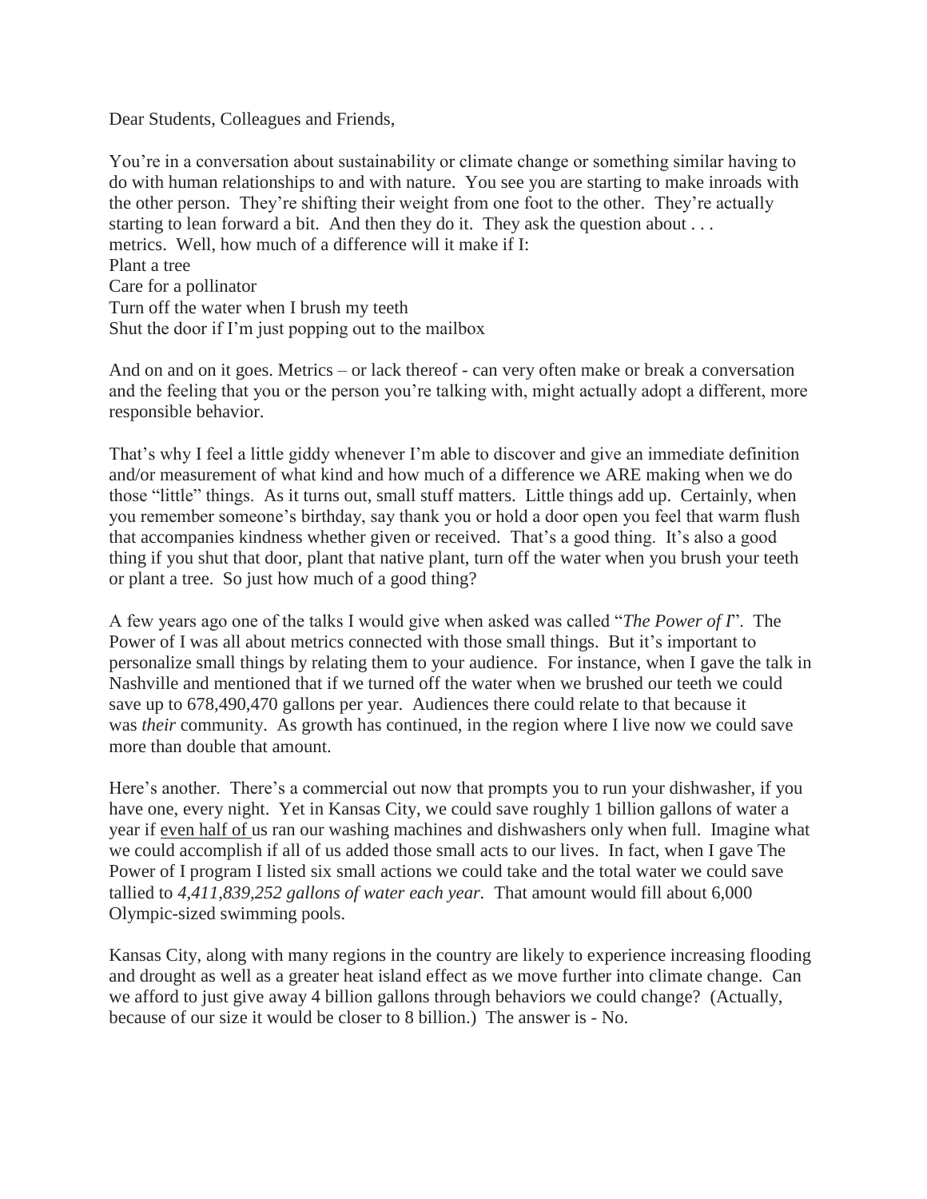Dear Students, Colleagues and Friends,

You're in a conversation about sustainability or climate change or something similar having to do with human relationships to and with nature. You see you are starting to make inroads with the other person. They're shifting their weight from one foot to the other. They're actually starting to lean forward a bit. And then they do it. They ask the question about . . . metrics. Well, how much of a difference will it make if I:

Plant a tree
Care for a pollinator
Turn off the water when I brush my teeth
Shut the door if I'm just popping out to the mailbox

And on and on it goes. Metrics – or lack thereof - can very often make or break a conversation and the feeling that you or the person you're talking with, might actually adopt a different, more responsible behavior.

That's why I feel a little giddy whenever I'm able to discover and give an immediate definition and/or measurement of what kind and how much of a difference we ARE making when we do those "little" things. As it turns out, small stuff matters. Little things add up. Certainly, when you remember someone's birthday, say thank you or hold a door open you feel that warm flush that accompanies kindness whether given or received. That's a good thing. It's also a good thing if you shut that door, plant that native plant, turn off the water when you brush your teeth or plant a tree. So just how much of a good thing?

A few years ago one of the talks I would give when asked was called "*The Power of I*". The Power of I was all about metrics connected with those small things. But it's important to personalize small things by relating them to your audience. For instance, when I gave the talk in Nashville and mentioned that if we turned off the water when we brushed our teeth we could save up to 678,490,470 gallons per year. Audiences there could relate to that because it was *their* community. As growth has continued, in the region where I live now we could save more than double that amount.

Here's another. There's a commercial out now that prompts you to run your dishwasher, if you have one, every night. Yet in Kansas City, we could save roughly 1 billion gallons of water a year if <u>even half of</u> us ran our washing machines and dishwashers only when full. Imagine what we could accomplish if all of us added those small acts to our lives. In fact, when I gave The Power of I program I listed six small actions we could take and the total water we could save tallied to *4,411,839,252 gallons of water each year.* That amount would fill about 6,000 Olympic-sized swimming pools.

Kansas City, along with many regions in the country are likely to experience increasing flooding and drought as well as a greater heat island effect as we move further into climate change. Can we afford to just give away 4 billion gallons through behaviors we could change? (Actually, because of our size it would be closer to 8 billion.) The answer is - No.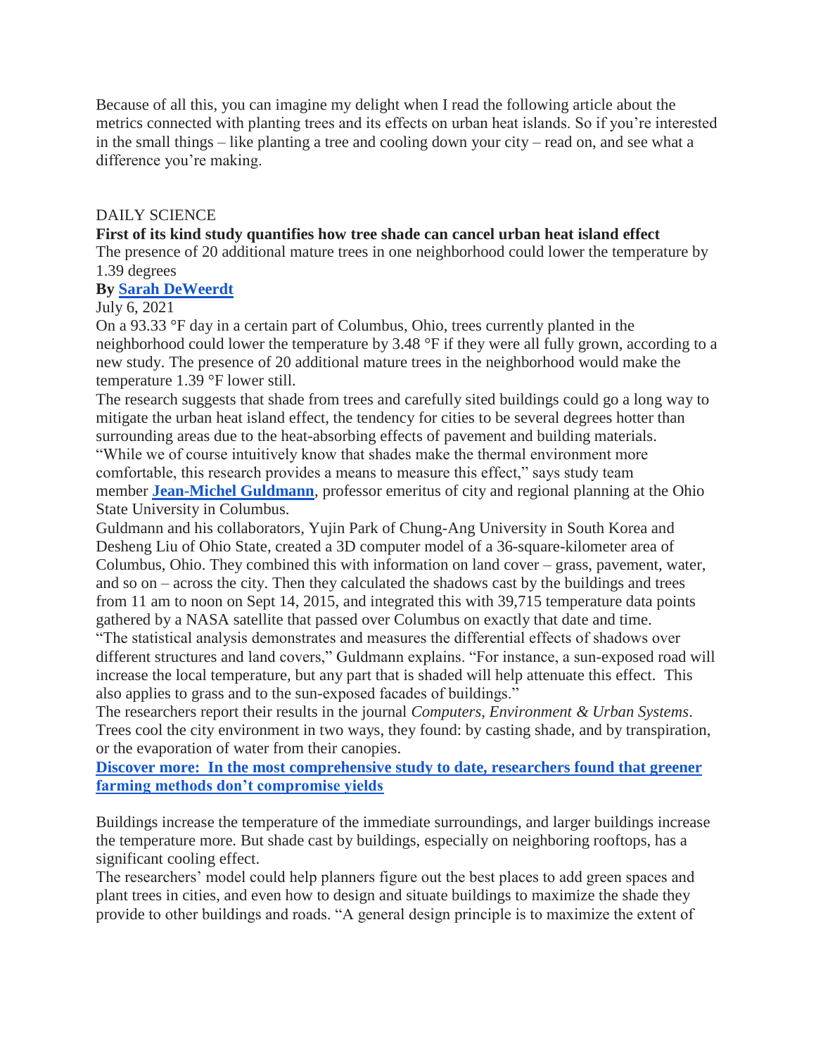Because of all this, you can imagine my delight when I read the following article about the metrics connected with planting trees and its effects on urban heat islands. So if you're interested in the small things – like planting a tree and cooling down your city – read on, and see what a difference you're making.

DAILY SCIENCE

**First of its kind study quantifies how tree shade can cancel urban heat island effect**

The presence of 20 additional mature trees in one neighborhood could lower the temperature by 1.39 degrees

**By Sarah DeWeerdt**

July 6, 2021

On a 93.33 °F day in a certain part of Columbus, Ohio, trees currently planted in the neighborhood could lower the temperature by 3.48 °F if they were all fully grown, according to a new study. The presence of 20 additional mature trees in the neighborhood would make the temperature 1.39 °F lower still.

The research suggests that shade from trees and carefully sited buildings could go a long way to mitigate the urban heat island effect, the tendency for cities to be several degrees hotter than surrounding areas due to the heat-absorbing effects of pavement and building materials.

"While we of course intuitively know that shades make the thermal environment more comfortable, this research provides a means to measure this effect," says study team member **Jean-Michel Guldmann**, professor emeritus of city and regional planning at the Ohio State University in Columbus.

Guldmann and his collaborators, Yujin Park of Chung-Ang University in South Korea and Desheng Liu of Ohio State, created a 3D computer model of a 36-square-kilometer area of Columbus, Ohio. They combined this with information on land cover – grass, pavement, water, and so on – across the city. Then they calculated the shadows cast by the buildings and trees from 11 am to noon on Sept 14, 2015, and integrated this with 39,715 temperature data points gathered by a NASA satellite that passed over Columbus on exactly that date and time.

"The statistical analysis demonstrates and measures the differential effects of shadows over different structures and land covers," Guldmann explains. "For instance, a sun-exposed road will increase the local temperature, but any part that is shaded will help attenuate this effect. This also applies to grass and to the sun-exposed facades of buildings."

The researchers report their results in the journal *Computers, Environment & Urban Systems*.

Trees cool the city environment in two ways, they found: by casting shade, and by transpiration, or the evaporation of water from their canopies.

**Discover more: In the most comprehensive study to date, researchers found that greener farming methods don't compromise yields**

Buildings increase the temperature of the immediate surroundings, and larger buildings increase the temperature more. But shade cast by buildings, especially on neighboring rooftops, has a significant cooling effect.

The researchers' model could help planners figure out the best places to add green spaces and plant trees in cities, and even how to design and situate buildings to maximize the shade they provide to other buildings and roads. "A general design principle is to maximize the extent of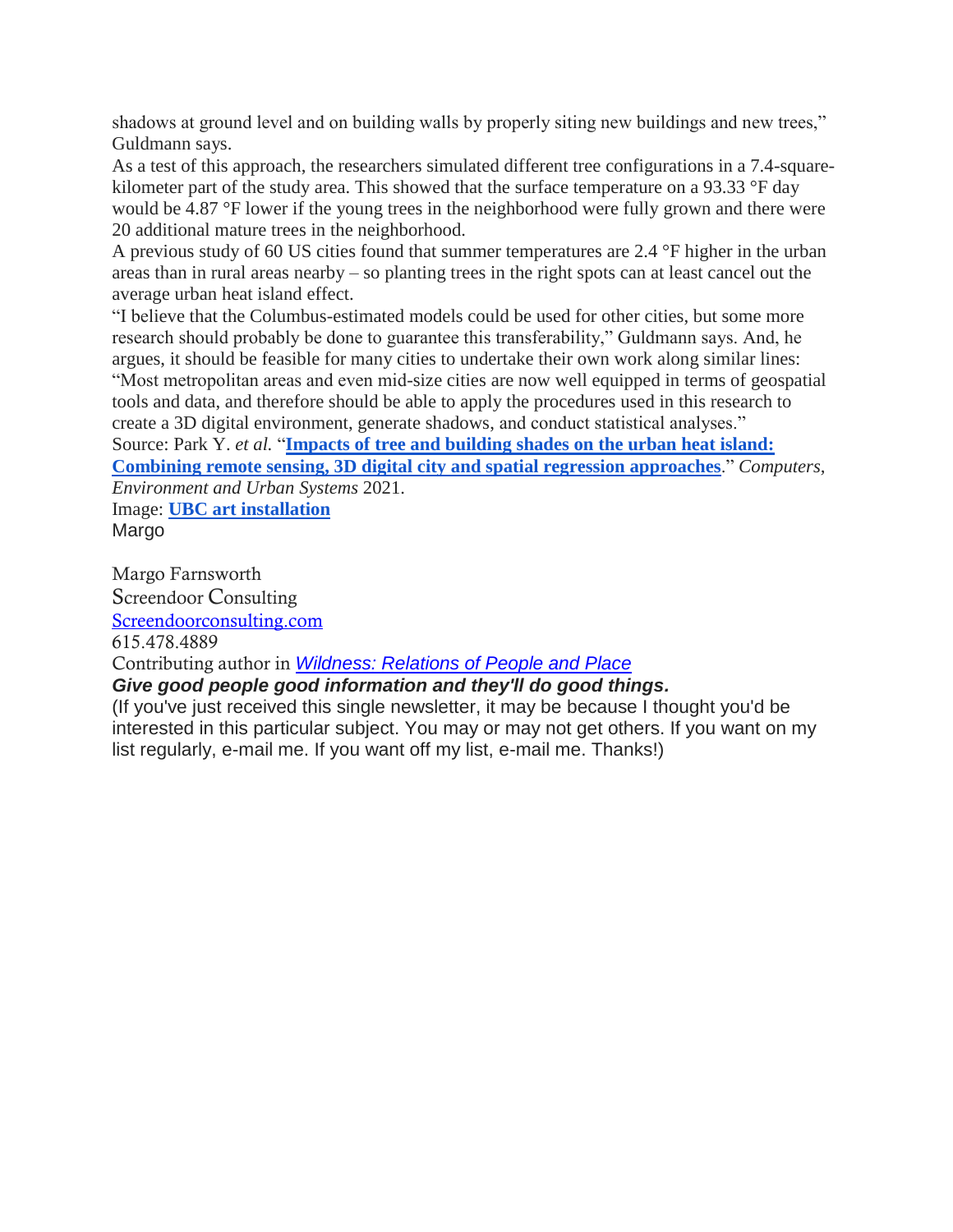shadows at ground level and on building walls by properly siting new buildings and new trees," Guldmann says.

As a test of this approach, the researchers simulated different tree configurations in a 7.4-square-kilometer part of the study area. This showed that the surface temperature on a 93.33 °F day would be 4.87 °F lower if the young trees in the neighborhood were fully grown and there were 20 additional mature trees in the neighborhood.

A previous study of 60 US cities found that summer temperatures are 2.4 °F higher in the urban areas than in rural areas nearby – so planting trees in the right spots can at least cancel out the average urban heat island effect.

"I believe that the Columbus-estimated models could be used for other cities, but some more research should probably be done to guarantee this transferability," Guldmann says. And, he argues, it should be feasible for many cities to undertake their own work along similar lines: "Most metropolitan areas and even mid-size cities are now well equipped in terms of geospatial tools and data, and therefore should be able to apply the procedures used in this research to create a 3D digital environment, generate shadows, and conduct statistical analyses."

Source: Park Y. *et al.* "**Impacts of tree and building shades on the urban heat island: Combining remote sensing, 3D digital city and spatial regression approaches**." *Computers, Environment and Urban Systems* 2021.

Image: **UBC art installation**

Margo

Margo Farnsworth
Screendoor Consulting
Screendoorconsulting.com
615.478.4889
Contributing author in *Wildness: Relations of People and Place*

***Give good people good information and they'll do good things.***

(If you've just received this single newsletter, it may be because I thought you'd be interested in this particular subject. You may or may not get others. If you want on my list regularly, e-mail me. If you want off my list, e-mail me. Thanks!)